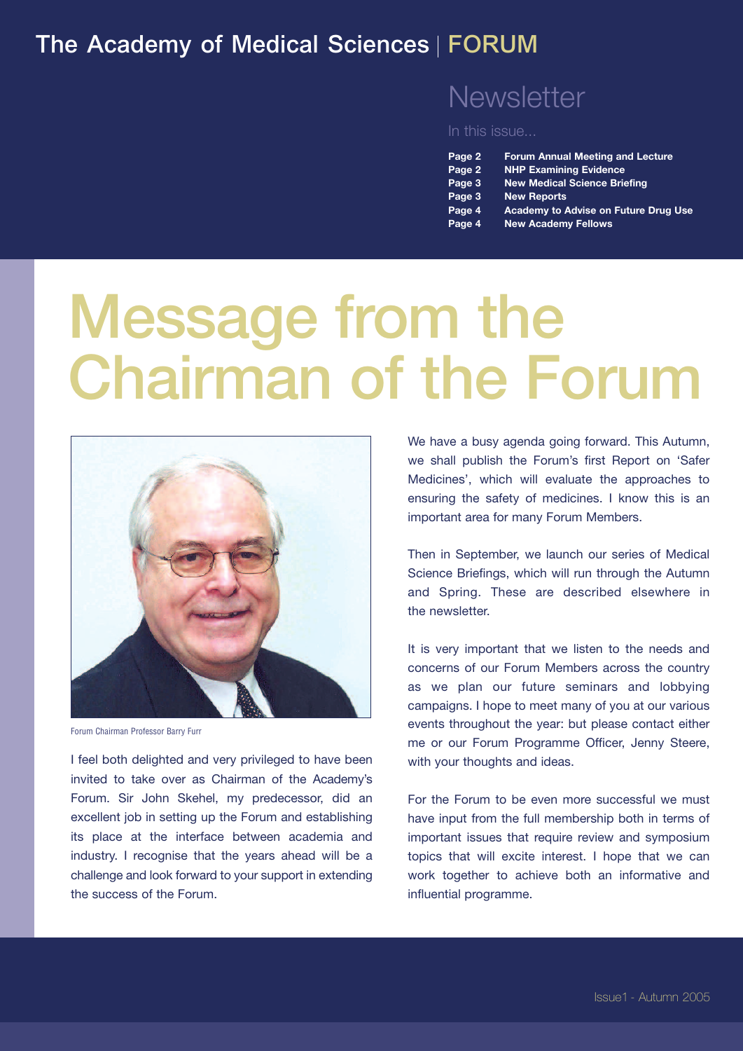# The Academy of Medical Sciences | FORUM

## Newsletter

In this issue...

| | |
|---|---|
| **Page 2** | **Forum Annual Meeting and Lecture** |
| **Page 2** | **NHP Examining Evidence** |
| **Page 3** | **New Medical Science Briefing** |
| **Page 3** | **New Reports** |
| **Page 4** | **Academy to Advise on Future Drug Use** |
| **Page 4** | **New Academy Fellows** |

# Message from the Chairman of the Forum

Forum Chairman Professor Barry Furr

I feel both delighted and very privileged to have been invited to take over as Chairman of the Academy's Forum. Sir John Skehel, my predecessor, did an excellent job in setting up the Forum and establishing its place at the interface between academia and industry. I recognise that the years ahead will be a challenge and look forward to your support in extending the success of the Forum.

We have a busy agenda going forward. This Autumn, we shall publish the Forum's first Report on 'Safer Medicines', which will evaluate the approaches to ensuring the safety of medicines. I know this is an important area for many Forum Members.

Then in September, we launch our series of Medical Science Briefings, which will run through the Autumn and Spring. These are described elsewhere in the newsletter.

It is very important that we listen to the needs and concerns of our Forum Members across the country as we plan our future seminars and lobbying campaigns. I hope to meet many of you at our various events throughout the year: but please contact either me or our Forum Programme Officer, Jenny Steere, with your thoughts and ideas.

For the Forum to be even more successful we must have input from the full membership both in terms of important issues that require review and symposium topics that will excite interest. I hope that we can work together to achieve both an informative and influential programme.

Issue1 - Autumn 2005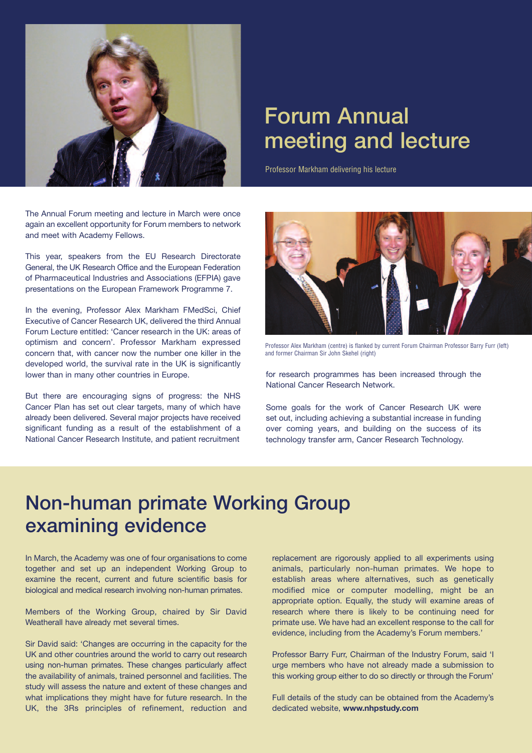# Forum Annual meeting and lecture

Professor Markham delivering his lecture

The Annual Forum meeting and lecture in March were once again an excellent opportunity for Forum members to network and meet with Academy Fellows.

This year, speakers from the EU Research Directorate General, the UK Research Office and the European Federation of Pharmaceutical Industries and Associations (EFPIA) gave presentations on the European Framework Programme 7.

In the evening, Professor Alex Markham FMedSci, Chief Executive of Cancer Research UK, delivered the third Annual Forum Lecture entitled: 'Cancer research in the UK: areas of optimism and concern'. Professor Markham expressed concern that, with cancer now the number one killer in the developed world, the survival rate in the UK is significantly lower than in many other countries in Europe.

But there are encouraging signs of progress: the NHS Cancer Plan has set out clear targets, many of which have already been delivered. Several major projects have received significant funding as a result of the establishment of a National Cancer Research Institute, and patient recruitment for research programmes has been increased through the National Cancer Research Network.

Professor Alex Markham (centre) is flanked by current Forum Chairman Professor Barry Furr (left) and former Chairman Sir John Skehel (right)

Some goals for the work of Cancer Research UK were set out, including achieving a substantial increase in funding over coming years, and building on the success of its technology transfer arm, Cancer Research Technology.

# Non-human primate Working Group examining evidence

In March, the Academy was one of four organisations to come together and set up an independent Working Group to examine the recent, current and future scientific basis for biological and medical research involving non-human primates.

Members of the Working Group, chaired by Sir David Weatherall have already met several times.

Sir David said: 'Changes are occurring in the capacity for the UK and other countries around the world to carry out research using non-human primates. These changes particularly affect the availability of animals, trained personnel and facilities. The study will assess the nature and extent of these changes and what implications they might have for future research. In the UK, the 3Rs principles of refinement, reduction and replacement are rigorously applied to all experiments using animals, particularly non-human primates. We hope to establish areas where alternatives, such as genetically modified mice or computer modelling, might be an appropriate option. Equally, the study will examine areas of research where there is likely to be continuing need for primate use. We have had an excellent response to the call for evidence, including from the Academy's Forum members.'

Professor Barry Furr, Chairman of the Industry Forum, said 'I urge members who have not already made a submission to this working group either to do so directly or through the Forum'

Full details of the study can be obtained from the Academy's dedicated website, **www.nhpstudy.com**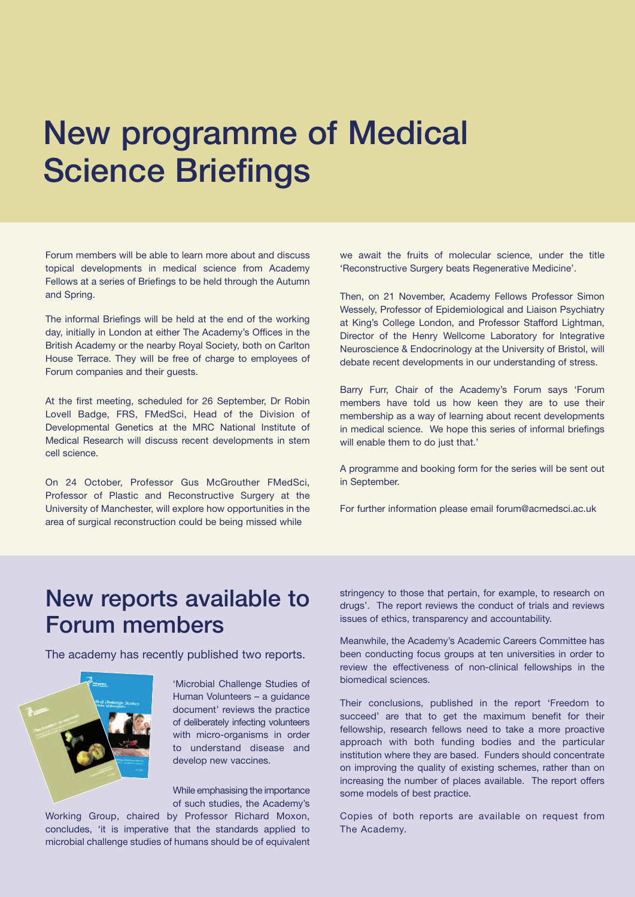# New programme of Medical Science Briefings

Forum members will be able to learn more about and discuss topical developments in medical science from Academy Fellows at a series of Briefings to be held through the Autumn and Spring.

The informal Briefings will be held at the end of the working day, initially in London at either The Academy's Offices in the British Academy or the nearby Royal Society, both on Carlton House Terrace. They will be free of charge to employees of Forum companies and their guests.

At the first meeting, scheduled for 26 September, Dr Robin Lovell Badge, FRS, FMedSci, Head of the Division of Developmental Genetics at the MRC National Institute of Medical Research will discuss recent developments in stem cell science.

On 24 October, Professor Gus McGrouther FMedSci, Professor of Plastic and Reconstructive Surgery at the University of Manchester, will explore how opportunities in the area of surgical reconstruction could be being missed while we await the fruits of molecular science, under the title 'Reconstructive Surgery beats Regenerative Medicine'.

Then, on 21 November, Academy Fellows Professor Simon Wessely, Professor of Epidemiological and Liaison Psychiatry at King's College London, and Professor Stafford Lightman, Director of the Henry Wellcome Laboratory for Integrative Neuroscience & Endocrinology at the University of Bristol, will debate recent developments in our understanding of stress.

Barry Furr, Chair of the Academy's Forum says 'Forum members have told us how keen they are to use their membership as a way of learning about recent developments in medical science. We hope this series of informal briefings will enable them to do just that.'

A programme and booking form for the series will be sent out in September.

For further information please email forum@acmedsci.ac.uk

# New reports available to Forum members

The academy has recently published two reports.

'Microbial Challenge Studies of Human Volunteers – a guidance document' reviews the practice of deliberately infecting volunteers with micro-organisms in order to understand disease and develop new vaccines.

While emphasising the importance of such studies, the Academy's Working Group, chaired by Professor Richard Moxon, concludes, 'it is imperative that the standards applied to microbial challenge studies of humans should be of equivalent stringency to those that pertain, for example, to research on drugs'. The report reviews the conduct of trials and reviews issues of ethics, transparency and accountability.

Meanwhile, the Academy's Academic Careers Committee has been conducting focus groups at ten universities in order to review the effectiveness of non-clinical fellowships in the biomedical sciences.

Their conclusions, published in the report 'Freedom to succeed' are that to get the maximum benefit for their fellowship, research fellows need to take a more proactive approach with both funding bodies and the particular institution where they are based. Funders should concentrate on improving the quality of existing schemes, rather than on increasing the number of places available. The report offers some models of best practice.

Copies of both reports are available on request from The Academy.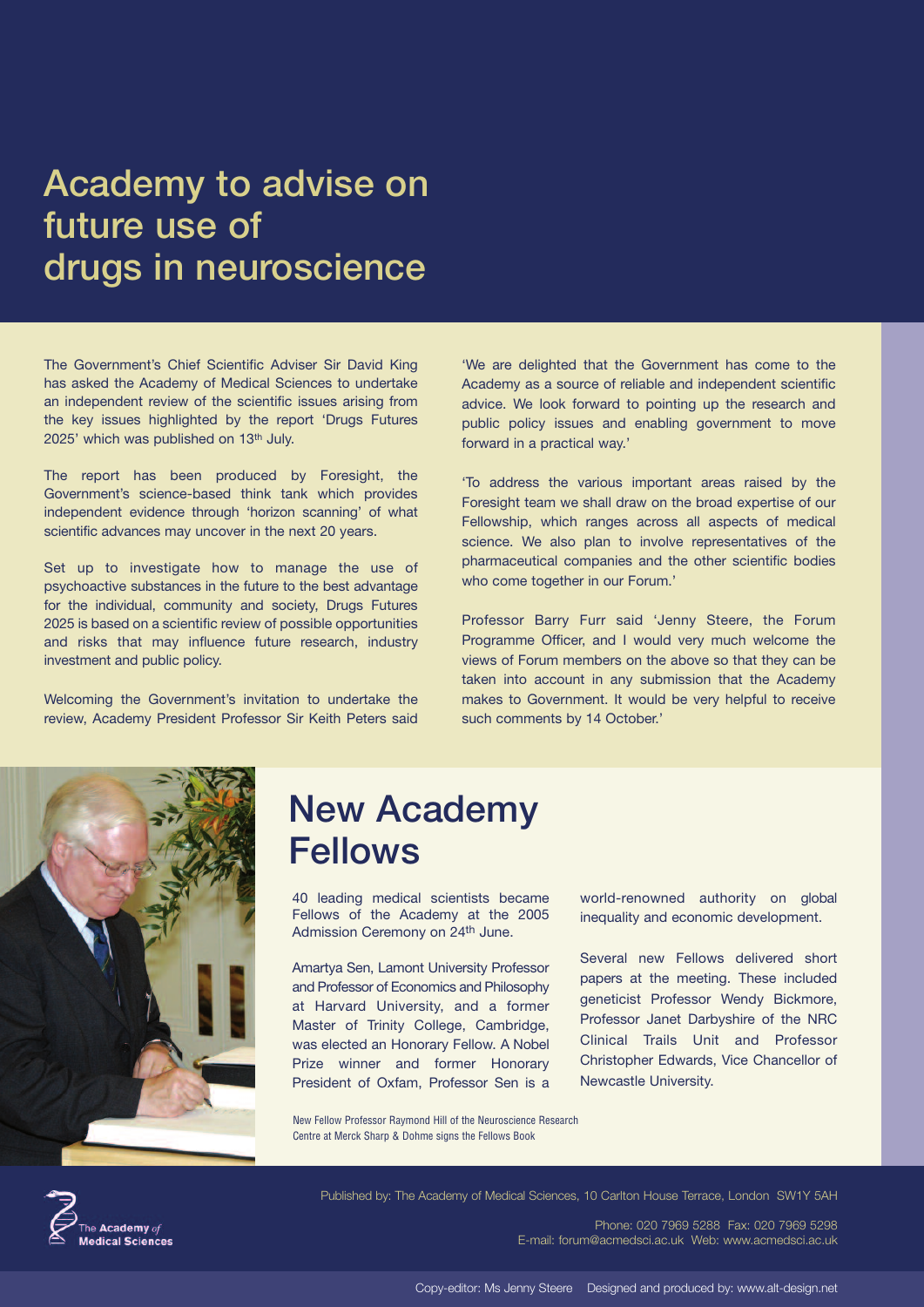# Academy to advise on future use of drugs in neuroscience

The Government's Chief Scientific Adviser Sir David King has asked the Academy of Medical Sciences to undertake an independent review of the scientific issues arising from the key issues highlighted by the report 'Drugs Futures 2025' which was published on 13th July.

The report has been produced by Foresight, the Government's science-based think tank which provides independent evidence through 'horizon scanning' of what scientific advances may uncover in the next 20 years.

Set up to investigate how to manage the use of psychoactive substances in the future to the best advantage for the individual, community and society, Drugs Futures 2025 is based on a scientific review of possible opportunities and risks that may influence future research, industry investment and public policy.

Welcoming the Government's invitation to undertake the review, Academy President Professor Sir Keith Peters said 'We are delighted that the Government has come to the Academy as a source of reliable and independent scientific advice. We look forward to pointing up the research and public policy issues and enabling government to move forward in a practical way.'

'To address the various important areas raised by the Foresight team we shall draw on the broad expertise of our Fellowship, which ranges across all aspects of medical science. We also plan to involve representatives of the pharmaceutical companies and the other scientific bodies who come together in our Forum.'

Professor Barry Furr said 'Jenny Steere, the Forum Programme Officer, and I would very much welcome the views of Forum members on the above so that they can be taken into account in any submission that the Academy makes to Government. It would be very helpful to receive such comments by 14 October.'

# New Academy Fellows

40 leading medical scientists became Fellows of the Academy at the 2005 Admission Ceremony on 24th June.

Amartya Sen, Lamont University Professor and Professor of Economics and Philosophy at Harvard University, and a former Master of Trinity College, Cambridge, was elected an Honorary Fellow. A Nobel Prize winner and former Honorary President of Oxfam, Professor Sen is a world-renowned authority on global inequality and economic development.

Several new Fellows delivered short papers at the meeting. These included geneticist Professor Wendy Bickmore, Professor Janet Darbyshire of the NRC Clinical Trails Unit and Professor Christopher Edwards, Vice Chancellor of Newcastle University.

New Fellow Professor Raymond Hill of the Neuroscience Research Centre at Merck Sharp & Dohme signs the Fellows Book

The Academy of Medical Sciences

Published by: The Academy of Medical Sciences, 10 Carlton House Terrace, London SW1Y 5AH

Phone: 020 7969 5288 Fax: 020 7969 5298
E-mail: forum@acmedsci.ac.uk Web: www.acmedsci.ac.uk

Copy-editor: Ms Jenny Steere Designed and produced by: www.alt-design.net